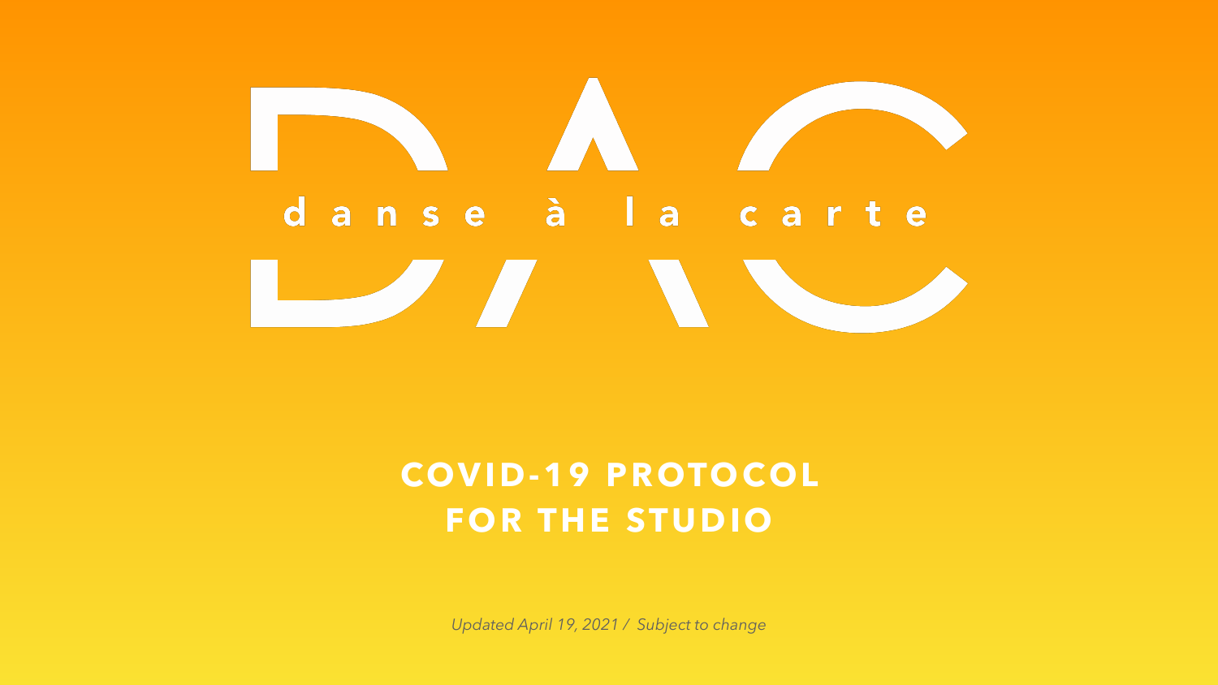danse à la carte

# COVID-19 PROTOCOL FOR THE STUDIO

*Updated April 19, 2021 / Subject to change*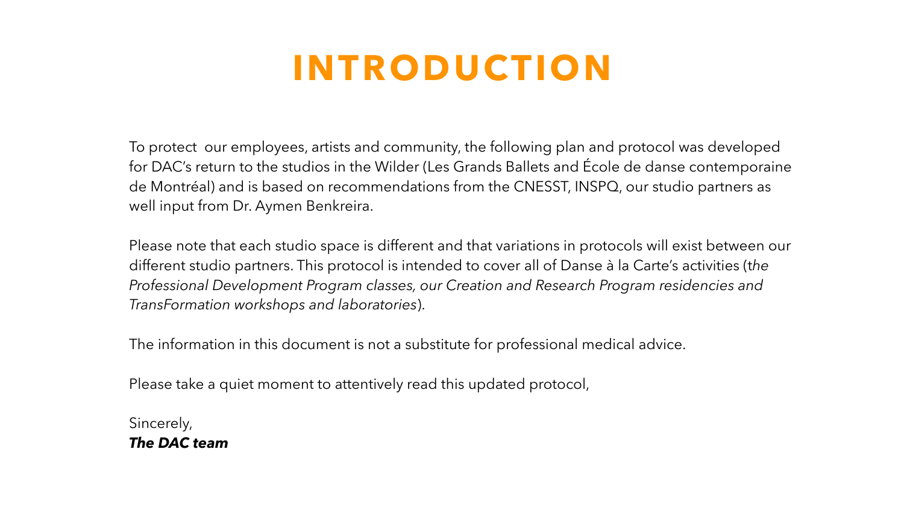# INTRODUCTION

To protect  our employees, artists and community, the following plan and protocol was developed for DAC's return to the studios in the Wilder (Les Grands Ballets and École de danse contemporaine de Montréal) and is based on recommendations from the CNESST, INSPQ, our studio partners as well input from Dr. Aymen Benkreira.

Please note that each studio space is different and that variations in protocols will exist between our different studio partners. This protocol is intended to cover all of Danse à la Carte's activities (t*he Professional Development Program classes, our Creation and Research Program residencies and TransFormation workshops and laboratories*).

The information in this document is not a substitute for professional medical advice.

Please take a quiet moment to attentively read this updated protocol,

Sincerely,
***The DAC team***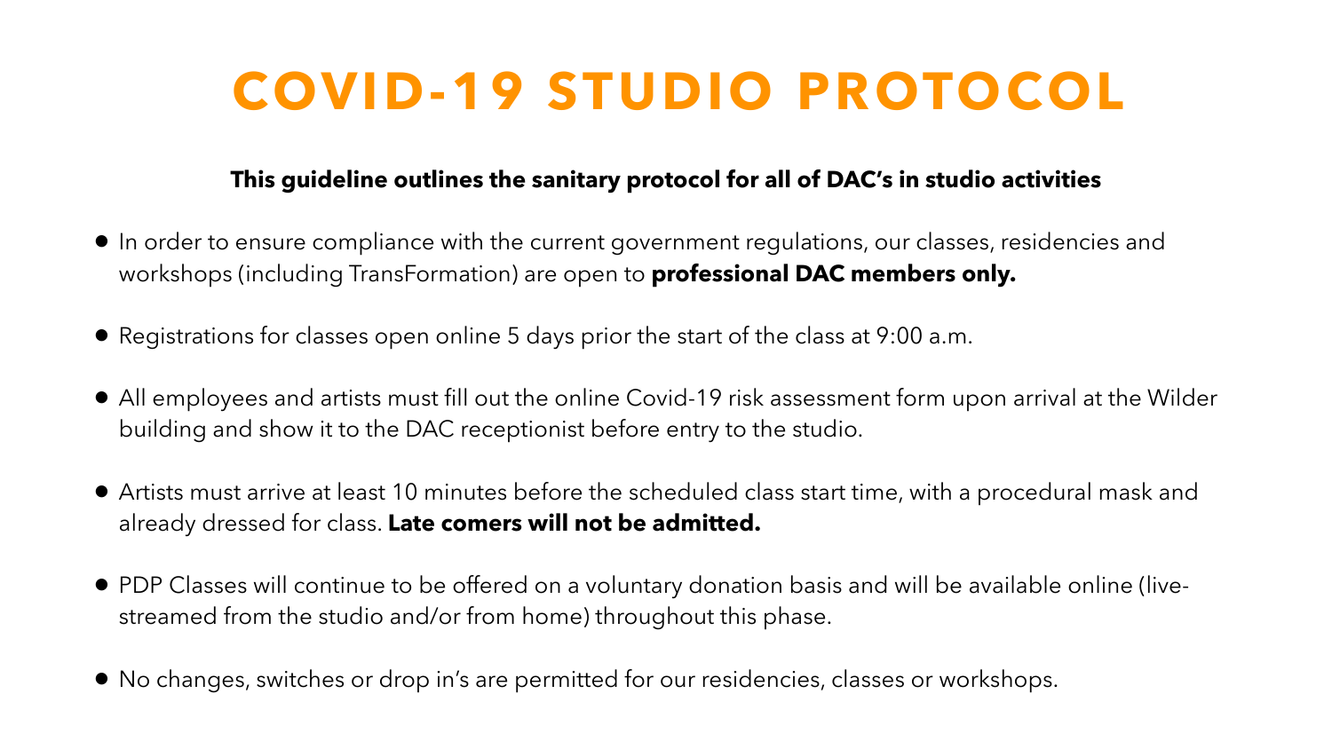# COVID-19 STUDIO PROTOCOL

**This guideline outlines the sanitary protocol for all of DAC's in studio activities**

- In order to ensure compliance with the current government regulations, our classes, residencies and workshops (including TransFormation) are open to **professional DAC members only.**

- Registrations for classes open online 5 days prior the start of the class at 9:00 a.m.

- All employees and artists must fill out the online Covid-19 risk assessment form upon arrival at the Wilder building and show it to the DAC receptionist before entry to the studio.

- Artists must arrive at least 10 minutes before the scheduled class start time, with a procedural mask and already dressed for class. **Late comers will not be admitted.**

- PDP Classes will continue to be offered on a voluntary donation basis and will be available online (live-streamed from the studio and/or from home) throughout this phase.

- No changes, switches or drop in's are permitted for our residencies, classes or workshops.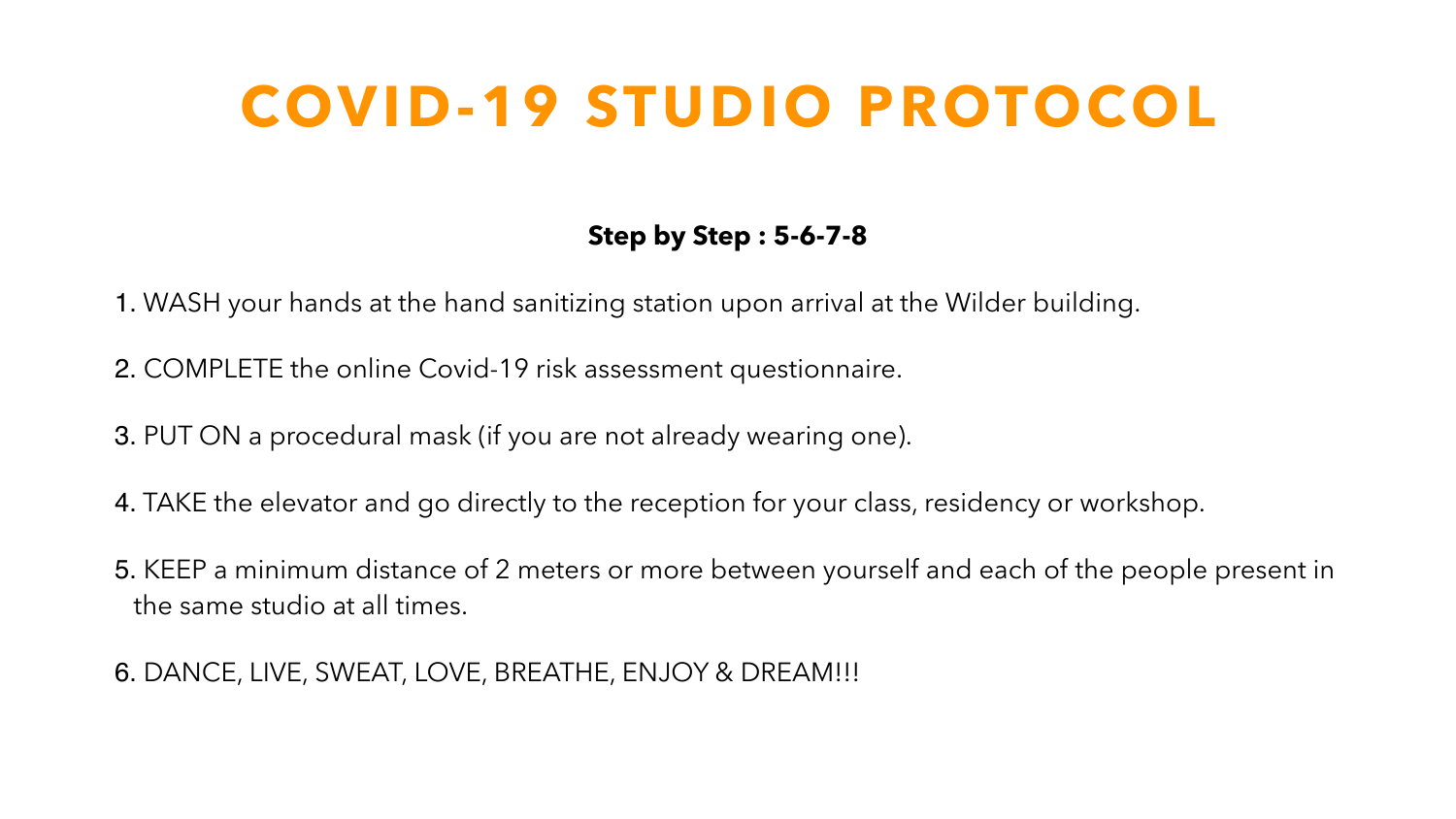# COVID-19 STUDIO PROTOCOL

**Step by Step : 5-6-7-8**

1. WASH your hands at the hand sanitizing station upon arrival at the Wilder building.
2. COMPLETE the online Covid-19 risk assessment questionnaire.
3. PUT ON a procedural mask (if you are not already wearing one).
4. TAKE the elevator and go directly to the reception for your class, residency or workshop.
5. KEEP a minimum distance of 2 meters or more between yourself and each of the people present in the same studio at all times.
6. DANCE, LIVE, SWEAT, LOVE, BREATHE, ENJOY & DREAM!!!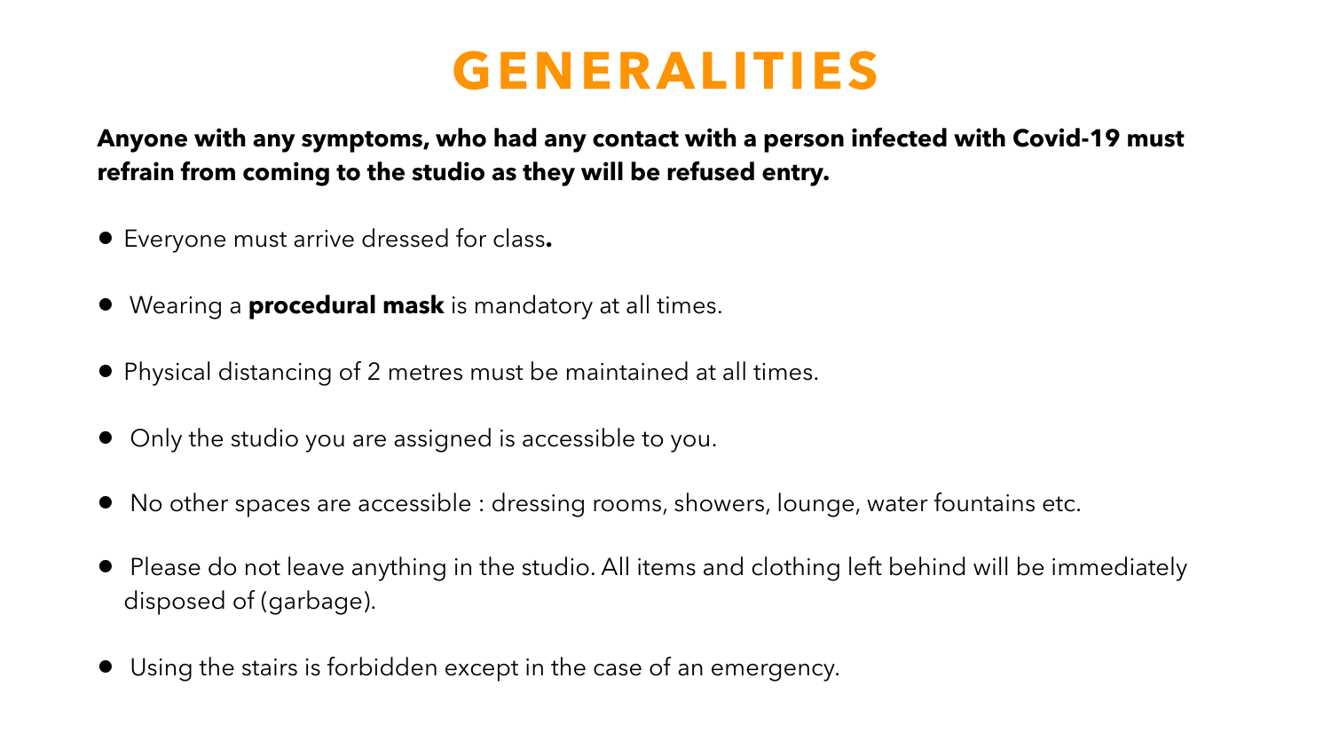# GENERALITIES

**Anyone with any symptoms, who had any contact with a person infected with Covid-19 must refrain from coming to the studio as they will be refused entry.**

- Everyone must arrive dressed for class**.**
- Wearing a **procedural mask** is mandatory at all times.
- Physical distancing of 2 metres must be maintained at all times.
- Only the studio you are assigned is accessible to you.
- No other spaces are accessible : dressing rooms, showers, lounge, water fountains etc.
- Please do not leave anything in the studio. All items and clothing left behind will be immediately disposed of (garbage).
- Using the stairs is forbidden except in the case of an emergency.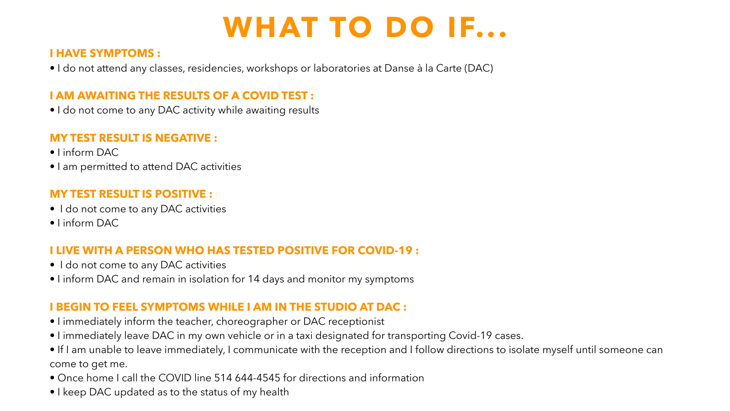# WHAT TO DO IF...

### I HAVE SYMPTOMS :

- I do not attend any classes, residencies, workshops or laboratories at Danse à la Carte (DAC)

### I AM AWAITING THE RESULTS OF A COVID TEST :

- I do not come to any DAC activity while awaiting results

### MY TEST RESULT IS NEGATIVE :

- I inform DAC
- I am permitted to attend DAC activities

### MY TEST RESULT IS POSITIVE :

- I do not come to any DAC activities
- I inform DAC

### I LIVE WITH A PERSON WHO HAS TESTED POSITIVE FOR COVID-19 :

- I do not come to any DAC activities
- I inform DAC and remain in isolation for 14 days and monitor my symptoms

### I BEGIN TO FEEL SYMPTOMS WHILE I AM IN THE STUDIO AT DAC :

- I immediately inform the teacher, choreographer or DAC receptionist
- I immediately leave DAC in my own vehicle or in a taxi designated for transporting Covid-19 cases.
- If I am unable to leave immediately, I communicate with the reception and I follow directions to isolate myself until someone can come to get me.
- Once home I call the COVID line 514 644-4545 for directions and information
- I keep DAC updated as to the status of my health